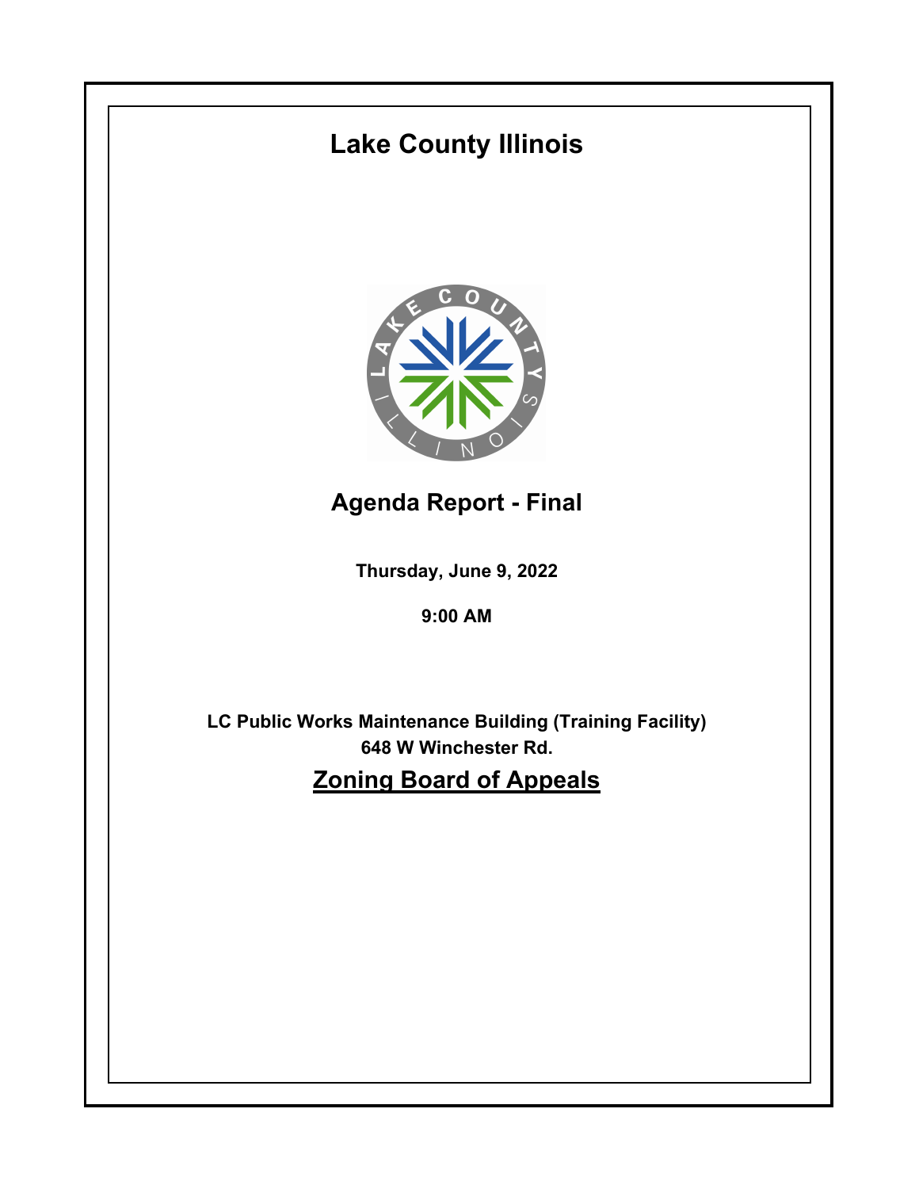# Lake County Illinois

## Agenda Report - Final

**Thursday, June 9, 2022**

**9:00 AM**

**LC Public Works Maintenance Building (Training Facility)**
**648 W Winchester Rd.**

## Zoning Board of Appeals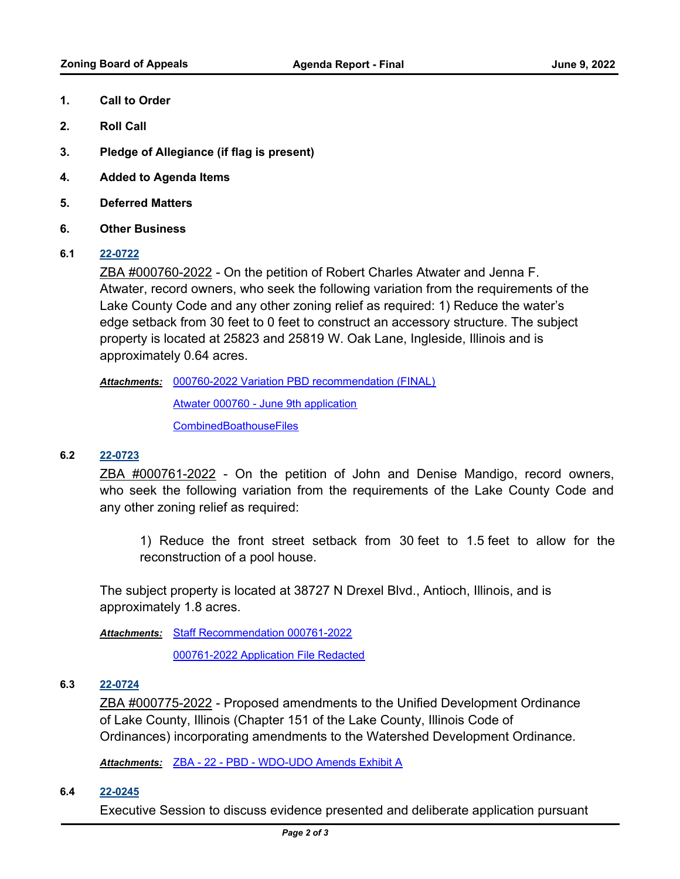1. **Call to Order**
2. **Roll Call**
3. **Pledge of Allegiance (if flag is present)**
4. **Added to Agenda Items**
5. **Deferred Matters**
6. **Other Business**

**6.1** **22-0722**

ZBA #000760-2022 - On the petition of Robert Charles Atwater and Jenna F. Atwater, record owners, who seek the following variation from the requirements of the Lake County Code and any other zoning relief as required: 1) Reduce the water's edge setback from 30 feet to 0 feet to construct an accessory structure. The subject property is located at 25823 and 25819 W. Oak Lane, Ingleside, Illinois and is approximately 0.64 acres.

***Attachments:*** 000760-2022 Variation PBD recommendation (FINAL)
Atwater 000760 - June 9th application
CombinedBoathouseFiles

**6.2** **22-0723**

ZBA #000761-2022 - On the petition of John and Denise Mandigo, record owners, who seek the following variation from the requirements of the Lake County Code and any other zoning relief as required:

1) Reduce the front street setback from 30 feet to 1.5 feet to allow for the reconstruction of a pool house.

The subject property is located at 38727 N Drexel Blvd., Antioch, Illinois, and is approximately 1.8 acres.

***Attachments:*** Staff Recommendation 000761-2022
000761-2022 Application File Redacted

**6.3** **22-0724**

ZBA #000775-2022 - Proposed amendments to the Unified Development Ordinance of Lake County, Illinois (Chapter 151 of the Lake County, Illinois Code of Ordinances) incorporating amendments to the Watershed Development Ordinance.

***Attachments:*** ZBA - 22 - PBD - WDO-UDO Amends Exhibit A

**6.4** **22-0245**

Executive Session to discuss evidence presented and deliberate application pursuant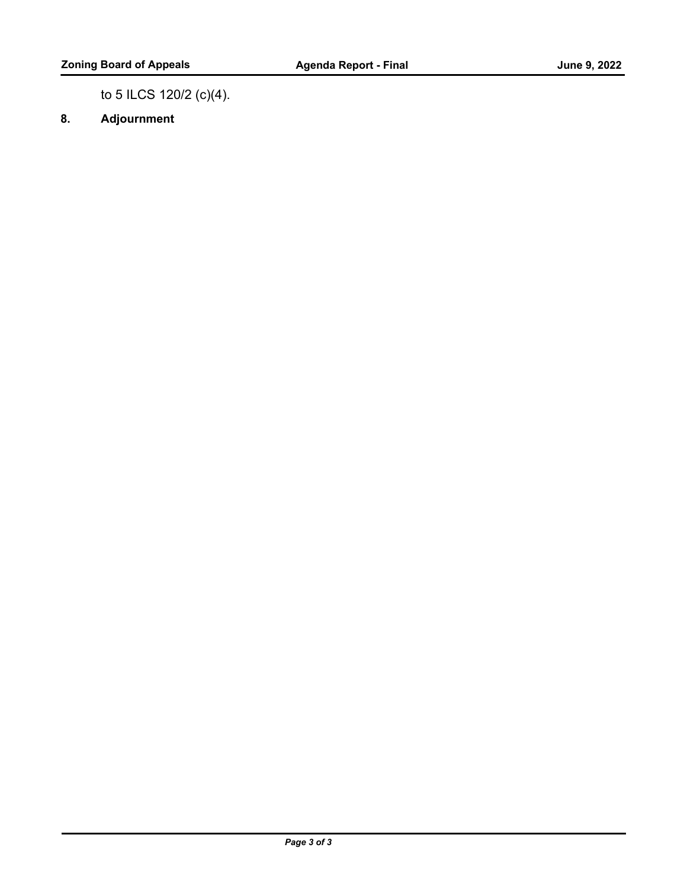to 5 ILCS 120/2 (c)(4).

**8. Adjournment**